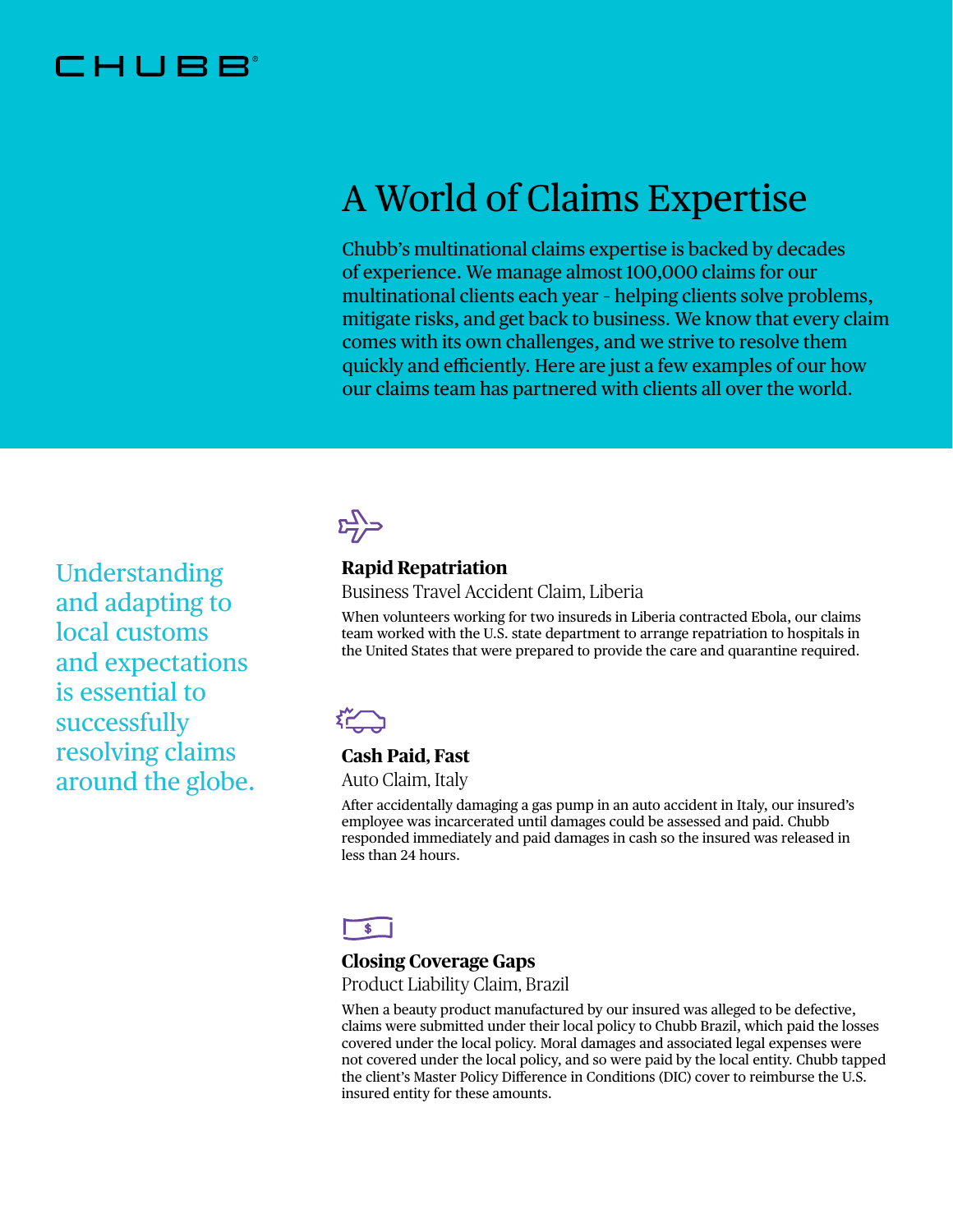CHUBB

# A World of Claims Expertise

Chubb's multinational claims expertise is backed by decades of experience. We manage almost 100,000 claims for our multinational clients each year – helping clients solve problems, mitigate risks, and get back to business. We know that every claim comes with its own challenges, and we strive to resolve them quickly and efficiently. Here are just a few examples of our how our claims team has partnered with clients all over the world.

Understanding and adapting to local customs and expectations is essential to successfully resolving claims around the globe.

### Rapid Repatriation

Business Travel Accident Claim, Liberia

When volunteers working for two insureds in Liberia contracted Ebola, our claims team worked with the U.S. state department to arrange repatriation to hospitals in the United States that were prepared to provide the care and quarantine required.

### Cash Paid, Fast

Auto Claim, Italy

After accidentally damaging a gas pump in an auto accident in Italy, our insured's employee was incarcerated until damages could be assessed and paid. Chubb responded immediately and paid damages in cash so the insured was released in less than 24 hours.

### Closing Coverage Gaps

Product Liability Claim, Brazil

When a beauty product manufactured by our insured was alleged to be defective, claims were submitted under their local policy to Chubb Brazil, which paid the losses covered under the local policy. Moral damages and associated legal expenses were not covered under the local policy, and so were paid by the local entity. Chubb tapped the client's Master Policy Difference in Conditions (DIC) cover to reimburse the U.S. insured entity for these amounts.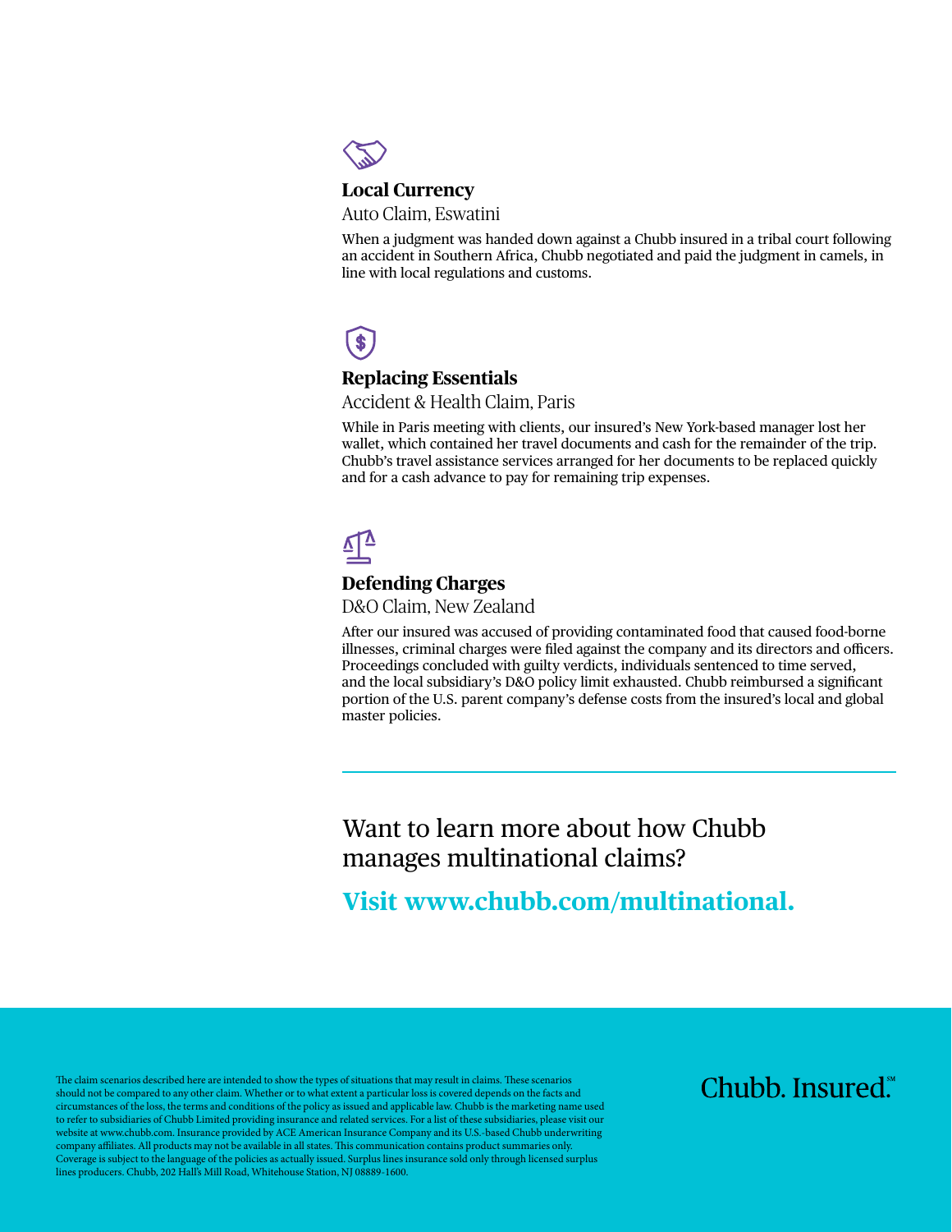### Local Currency

Auto Claim, Eswatini

When a judgment was handed down against a Chubb insured in a tribal court following an accident in Southern Africa, Chubb negotiated and paid the judgment in camels, in line with local regulations and customs.

### Replacing Essentials

Accident & Health Claim, Paris

While in Paris meeting with clients, our insured's New York-based manager lost her wallet, which contained her travel documents and cash for the remainder of the trip. Chubb's travel assistance services arranged for her documents to be replaced quickly and for a cash advance to pay for remaining trip expenses.

### Defending Charges

D&O Claim, New Zealand

After our insured was accused of providing contaminated food that caused food-borne illnesses, criminal charges were filed against the company and its directors and officers. Proceedings concluded with guilty verdicts, individuals sentenced to time served, and the local subsidiary's D&O policy limit exhausted. Chubb reimbursed a significant portion of the U.S. parent company's defense costs from the insured's local and global master policies.

---

## Want to learn more about how Chubb manages multinational claims?

**Visit www.chubb.com/multinational.**

The claim scenarios described here are intended to show the types of situations that may result in claims. These scenarios should not be compared to any other claim. Whether or to what extent a particular loss is covered depends on the facts and circumstances of the loss, the terms and conditions of the policy as issued and applicable law. Chubb is the marketing name used to refer to subsidiaries of Chubb Limited providing insurance and related services. For a list of these subsidiaries, please visit our website at www.chubb.com. Insurance provided by ACE American Insurance Company and its U.S.-based Chubb underwriting company affiliates. All products may not be available in all states. This communication contains product summaries only. Coverage is subject to the language of the policies as actually issued. Surplus lines insurance sold only through licensed surplus lines producers. Chubb, 202 Hall's Mill Road, Whitehouse Station, NJ 08889-1600.

Chubb. Insured.℠